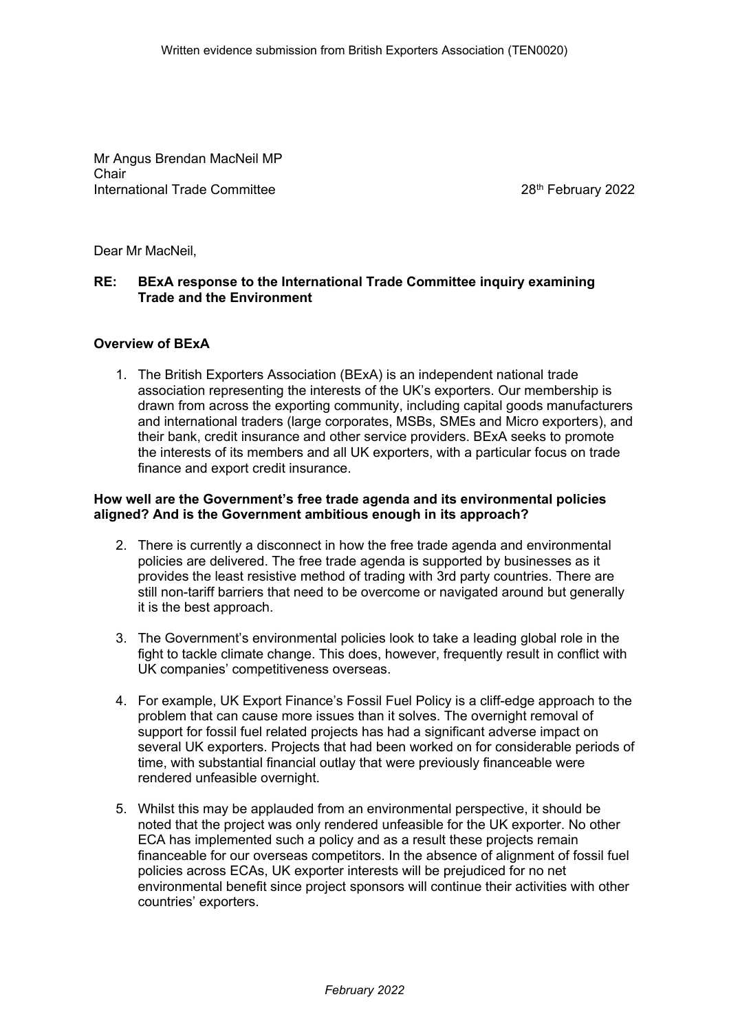Written evidence submission from British Exporters Association (TEN0020)

Mr Angus Brendan MacNeil MP
Chair
International Trade Committee

28th February 2022

Dear Mr MacNeil,

**RE: BExA response to the International Trade Committee inquiry examining Trade and the Environment**

**Overview of BExA**

1. The British Exporters Association (BExA) is an independent national trade association representing the interests of the UK's exporters. Our membership is drawn from across the exporting community, including capital goods manufacturers and international traders (large corporates, MSBs, SMEs and Micro exporters), and their bank, credit insurance and other service providers. BExA seeks to promote the interests of its members and all UK exporters, with a particular focus on trade finance and export credit insurance.

**How well are the Government's free trade agenda and its environmental policies aligned? And is the Government ambitious enough in its approach?**

2. There is currently a disconnect in how the free trade agenda and environmental policies are delivered. The free trade agenda is supported by businesses as it provides the least resistive method of trading with 3rd party countries. There are still non-tariff barriers that need to be overcome or navigated around but generally it is the best approach.

3. The Government's environmental policies look to take a leading global role in the fight to tackle climate change. This does, however, frequently result in conflict with UK companies' competitiveness overseas.

4. For example, UK Export Finance's Fossil Fuel Policy is a cliff-edge approach to the problem that can cause more issues than it solves. The overnight removal of support for fossil fuel related projects has had a significant adverse impact on several UK exporters. Projects that had been worked on for considerable periods of time, with substantial financial outlay that were previously financeable were rendered unfeasible overnight.

5. Whilst this may be applauded from an environmental perspective, it should be noted that the project was only rendered unfeasible for the UK exporter. No other ECA has implemented such a policy and as a result these projects remain financeable for our overseas competitors. In the absence of alignment of fossil fuel policies across ECAs, UK exporter interests will be prejudiced for no net environmental benefit since project sponsors will continue their activities with other countries' exporters.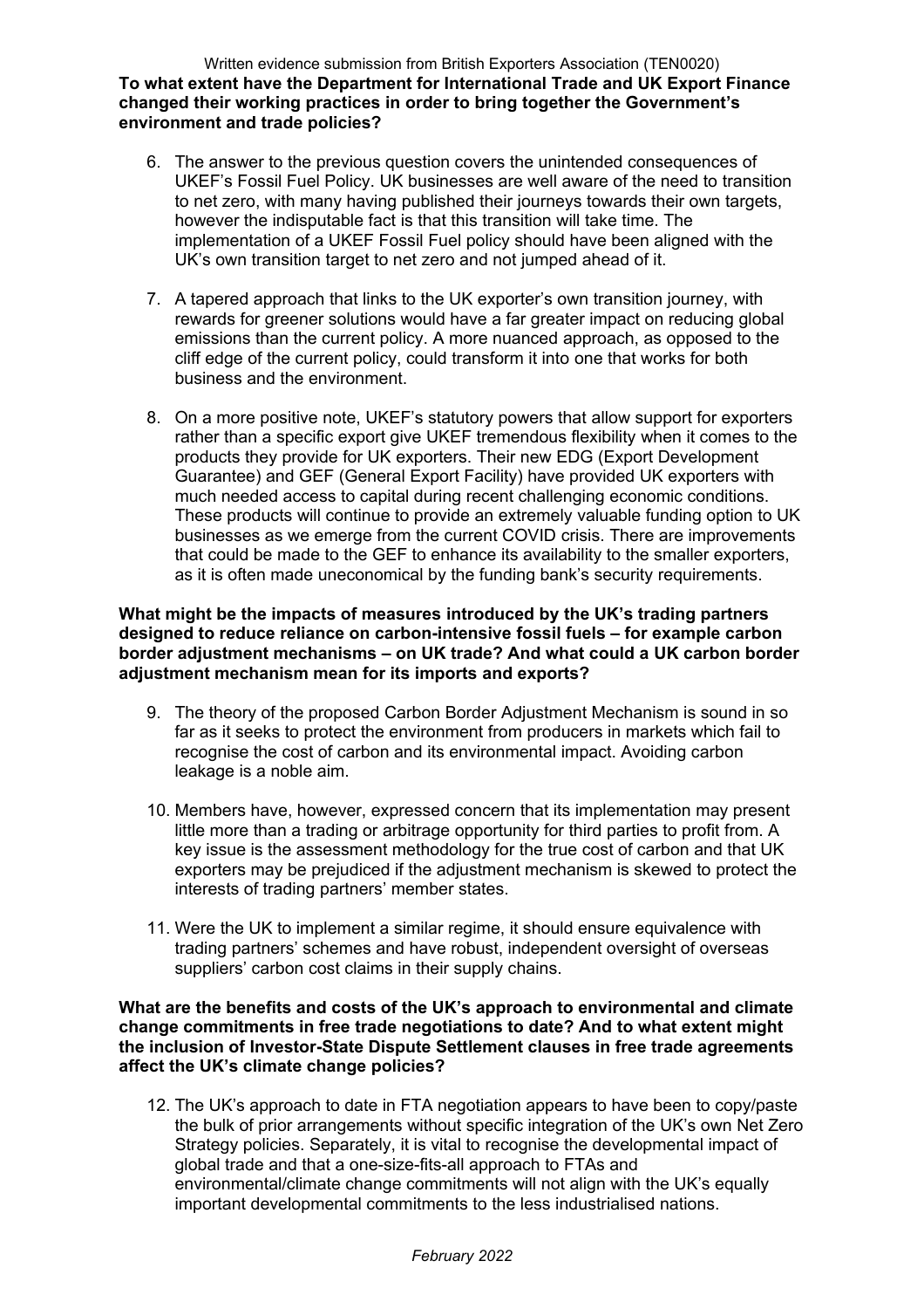**To what extent have the Department for International Trade and UK Export Finance changed their working practices in order to bring together the Government's environment and trade policies?**

6. The answer to the previous question covers the unintended consequences of UKEF's Fossil Fuel Policy. UK businesses are well aware of the need to transition to net zero, with many having published their journeys towards their own targets, however the indisputable fact is that this transition will take time. The implementation of a UKEF Fossil Fuel policy should have been aligned with the UK's own transition target to net zero and not jumped ahead of it.

7. A tapered approach that links to the UK exporter's own transition journey, with rewards for greener solutions would have a far greater impact on reducing global emissions than the current policy. A more nuanced approach, as opposed to the cliff edge of the current policy, could transform it into one that works for both business and the environment.

8. On a more positive note, UKEF's statutory powers that allow support for exporters rather than a specific export give UKEF tremendous flexibility when it comes to the products they provide for UK exporters. Their new EDG (Export Development Guarantee) and GEF (General Export Facility) have provided UK exporters with much needed access to capital during recent challenging economic conditions. These products will continue to provide an extremely valuable funding option to UK businesses as we emerge from the current COVID crisis. There are improvements that could be made to the GEF to enhance its availability to the smaller exporters, as it is often made uneconomical by the funding bank's security requirements.

**What might be the impacts of measures introduced by the UK's trading partners designed to reduce reliance on carbon-intensive fossil fuels – for example carbon border adjustment mechanisms – on UK trade? And what could a UK carbon border adjustment mechanism mean for its imports and exports?**

9. The theory of the proposed Carbon Border Adjustment Mechanism is sound in so far as it seeks to protect the environment from producers in markets which fail to recognise the cost of carbon and its environmental impact. Avoiding carbon leakage is a noble aim.

10. Members have, however, expressed concern that its implementation may present little more than a trading or arbitrage opportunity for third parties to profit from. A key issue is the assessment methodology for the true cost of carbon and that UK exporters may be prejudiced if the adjustment mechanism is skewed to protect the interests of trading partners' member states.

11. Were the UK to implement a similar regime, it should ensure equivalence with trading partners' schemes and have robust, independent oversight of overseas suppliers' carbon cost claims in their supply chains.

**What are the benefits and costs of the UK's approach to environmental and climate change commitments in free trade negotiations to date? And to what extent might the inclusion of Investor-State Dispute Settlement clauses in free trade agreements affect the UK's climate change policies?**

12. The UK's approach to date in FTA negotiation appears to have been to copy/paste the bulk of prior arrangements without specific integration of the UK's own Net Zero Strategy policies. Separately, it is vital to recognise the developmental impact of global trade and that a one-size-fits-all approach to FTAs and environmental/climate change commitments will not align with the UK's equally important developmental commitments to the less industrialised nations.

*February 2022*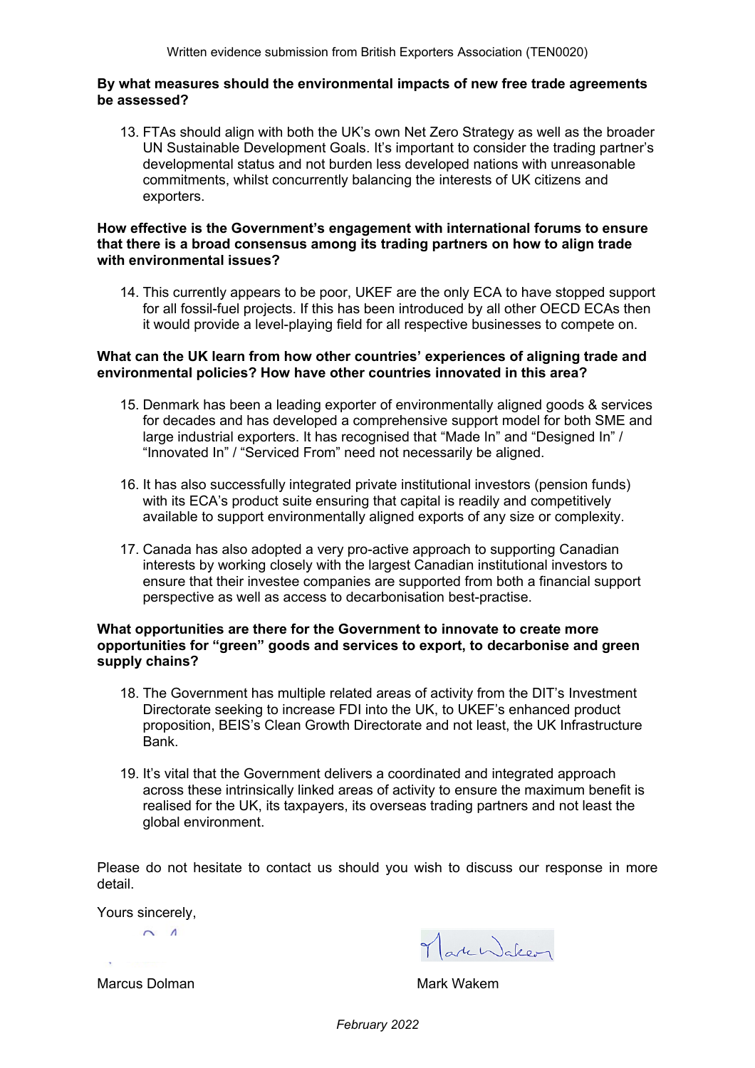**By what measures should the environmental impacts of new free trade agreements be assessed?**

13. FTAs should align with both the UK's own Net Zero Strategy as well as the broader UN Sustainable Development Goals. It's important to consider the trading partner's developmental status and not burden less developed nations with unreasonable commitments, whilst concurrently balancing the interests of UK citizens and exporters.

**How effective is the Government's engagement with international forums to ensure that there is a broad consensus among its trading partners on how to align trade with environmental issues?**

14. This currently appears to be poor, UKEF are the only ECA to have stopped support for all fossil-fuel projects. If this has been introduced by all other OECD ECAs then it would provide a level-playing field for all respective businesses to compete on.

**What can the UK learn from how other countries' experiences of aligning trade and environmental policies? How have other countries innovated in this area?**

15. Denmark has been a leading exporter of environmentally aligned goods & services for decades and has developed a comprehensive support model for both SME and large industrial exporters. It has recognised that "Made In" and "Designed In" / "Innovated In" / "Serviced From" need not necessarily be aligned.

16. It has also successfully integrated private institutional investors (pension funds) with its ECA's product suite ensuring that capital is readily and competitively available to support environmentally aligned exports of any size or complexity.

17. Canada has also adopted a very pro-active approach to supporting Canadian interests by working closely with the largest Canadian institutional investors to ensure that their investee companies are supported from both a financial support perspective as well as access to decarbonisation best-practise.

**What opportunities are there for the Government to innovate to create more opportunities for "green" goods and services to export, to decarbonise and green supply chains?**

18. The Government has multiple related areas of activity from the DIT's Investment Directorate seeking to increase FDI into the UK, to UKEF's enhanced product proposition, BEIS's Clean Growth Directorate and not least, the UK Infrastructure Bank.

19. It's vital that the Government delivers a coordinated and integrated approach across these intrinsically linked areas of activity to ensure the maximum benefit is realised for the UK, its taxpayers, its overseas trading partners and not least the global environment.

Please do not hesitate to contact us should you wish to discuss our response in more detail.

Yours sincerely,

Marcus Dolman

Mark Wakem

*February 2022*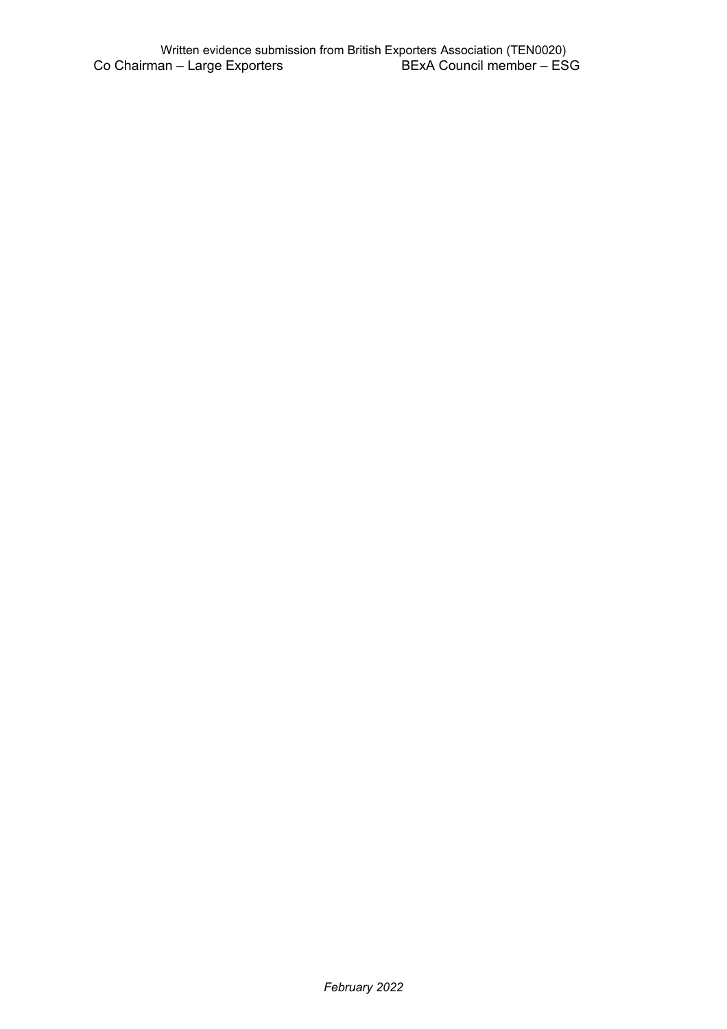Co Chairman – Large Exporters BExA Council member – ESG

*February 2022*